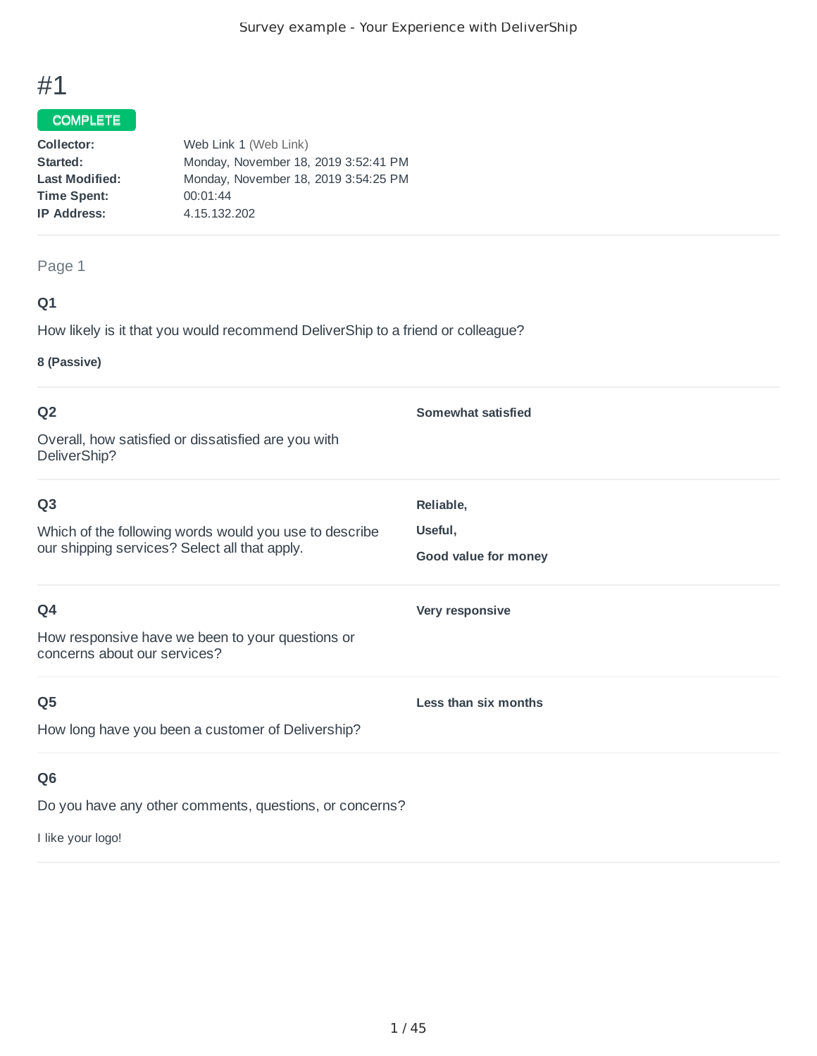# #1

**COMPLETE**

| | |
|---|---|
| **Collector:** | Web Link 1 (Web Link) |
| **Started:** | Monday, November 18, 2019 3:52:41 PM |
| **Last Modified:** | Monday, November 18, 2019 3:54:25 PM |
| **Time Spent:** | 00:01:44 |
| **IP Address:** | 4.15.132.202 |

## Page 1

### Q1

How likely is it that you would recommend DeliverShip to a friend or colleague?

**8 (Passive)**

### Q2

Overall, how satisfied or dissatisfied are you with DeliverShip?

**Somewhat satisfied**

### Q3

Which of the following words would you use to describe our shipping services? Select all that apply.

**Reliable,**

**Useful,**

**Good value for money**

### Q4

How responsive have we been to your questions or concerns about our services?

**Very responsive**

### Q5

How long have you been a customer of Delivership?

**Less than six months**

### Q6

Do you have any other comments, questions, or concerns?

I like your logo!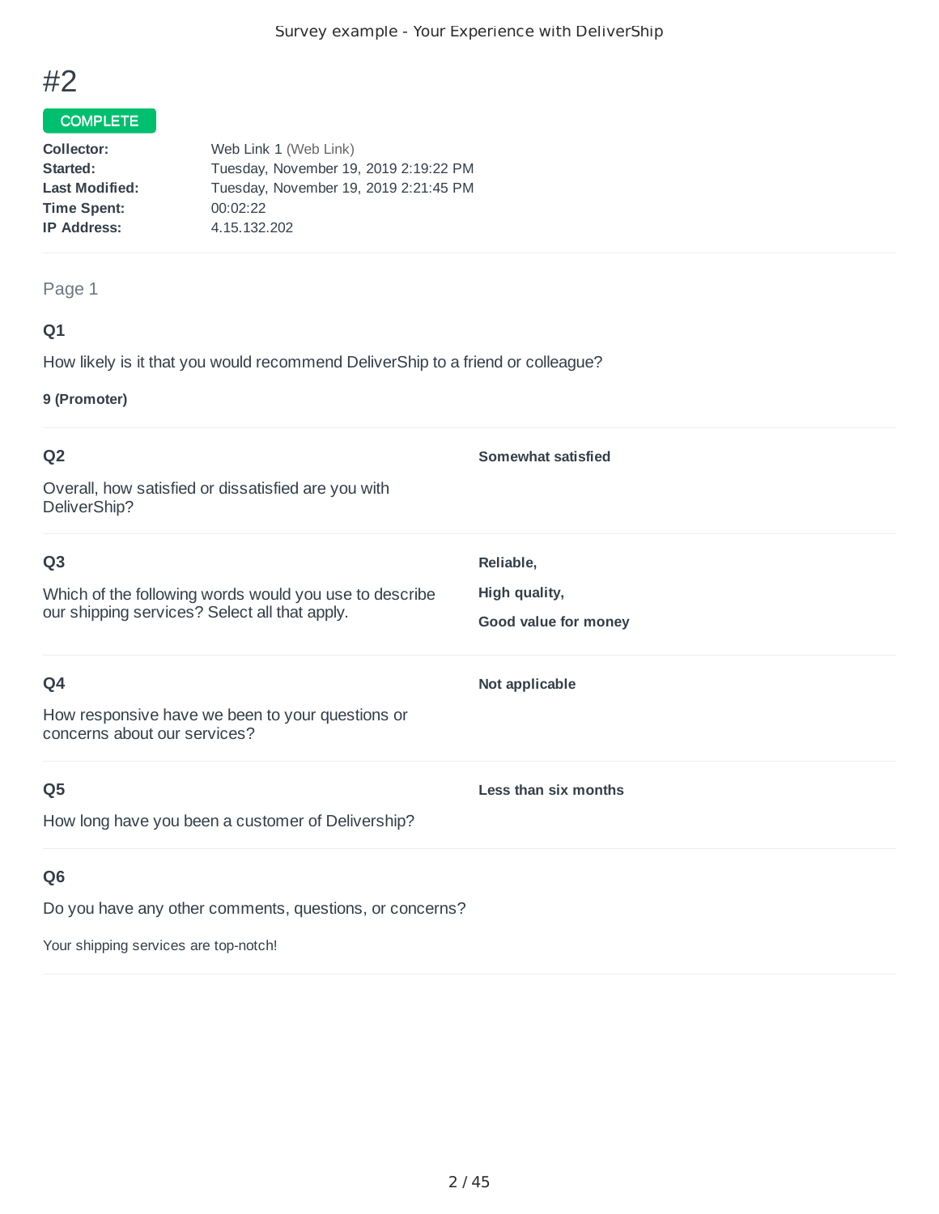# #2

**COMPLETE**

**Collector:** Web Link 1 (Web Link)
**Started:** Tuesday, November 19, 2019 2:19:22 PM
**Last Modified:** Tuesday, November 19, 2019 2:21:45 PM
**Time Spent:** 00:02:22
**IP Address:** 4.15.132.202

---

Page 1

### Q1

How likely is it that you would recommend DeliverShip to a friend or colleague?

**9 (Promoter)**

---

### Q2

Overall, how satisfied or dissatisfied are you with DeliverShip?

**Somewhat satisfied**

---

### Q3

Which of the following words would you use to describe our shipping services? Select all that apply.

**Reliable,**

**High quality,**

**Good value for money**

---

### Q4

How responsive have we been to your questions or concerns about our services?

**Not applicable**

---

### Q5

How long have you been a customer of Delivership?

**Less than six months**

---

### Q6

Do you have any other comments, questions, or concerns?

Your shipping services are top-notch!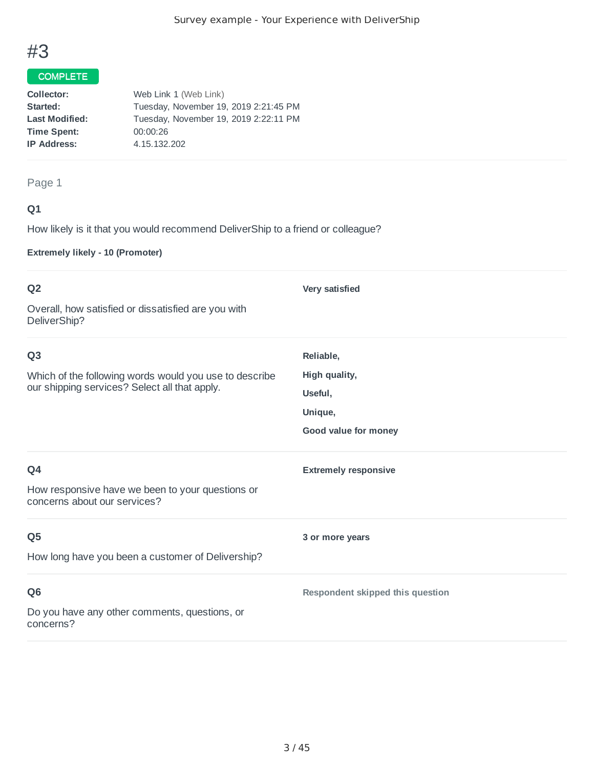# #3

**COMPLETE**

| | |
|---|---|
| **Collector:** | Web Link 1 (Web Link) |
| **Started:** | Tuesday, November 19, 2019 2:21:45 PM |
| **Last Modified:** | Tuesday, November 19, 2019 2:22:11 PM |
| **Time Spent:** | 00:00:26 |
| **IP Address:** | 4.15.132.202 |

## Page 1

### Q1

How likely is it that you would recommend DeliverShip to a friend or colleague?

**Extremely likely - 10 (Promoter)**

### Q2

Overall, how satisfied or dissatisfied are you with DeliverShip?

**Very satisfied**

### Q3

Which of the following words would you use to describe our shipping services? Select all that apply.

**Reliable,**

**High quality,**

**Useful,**

**Unique,**

**Good value for money**

### Q4

How responsive have we been to your questions or concerns about our services?

**Extremely responsive**

### Q5

How long have you been a customer of Delivership?

**3 or more years**

### Q6

Do you have any other comments, questions, or concerns?

**Respondent skipped this question**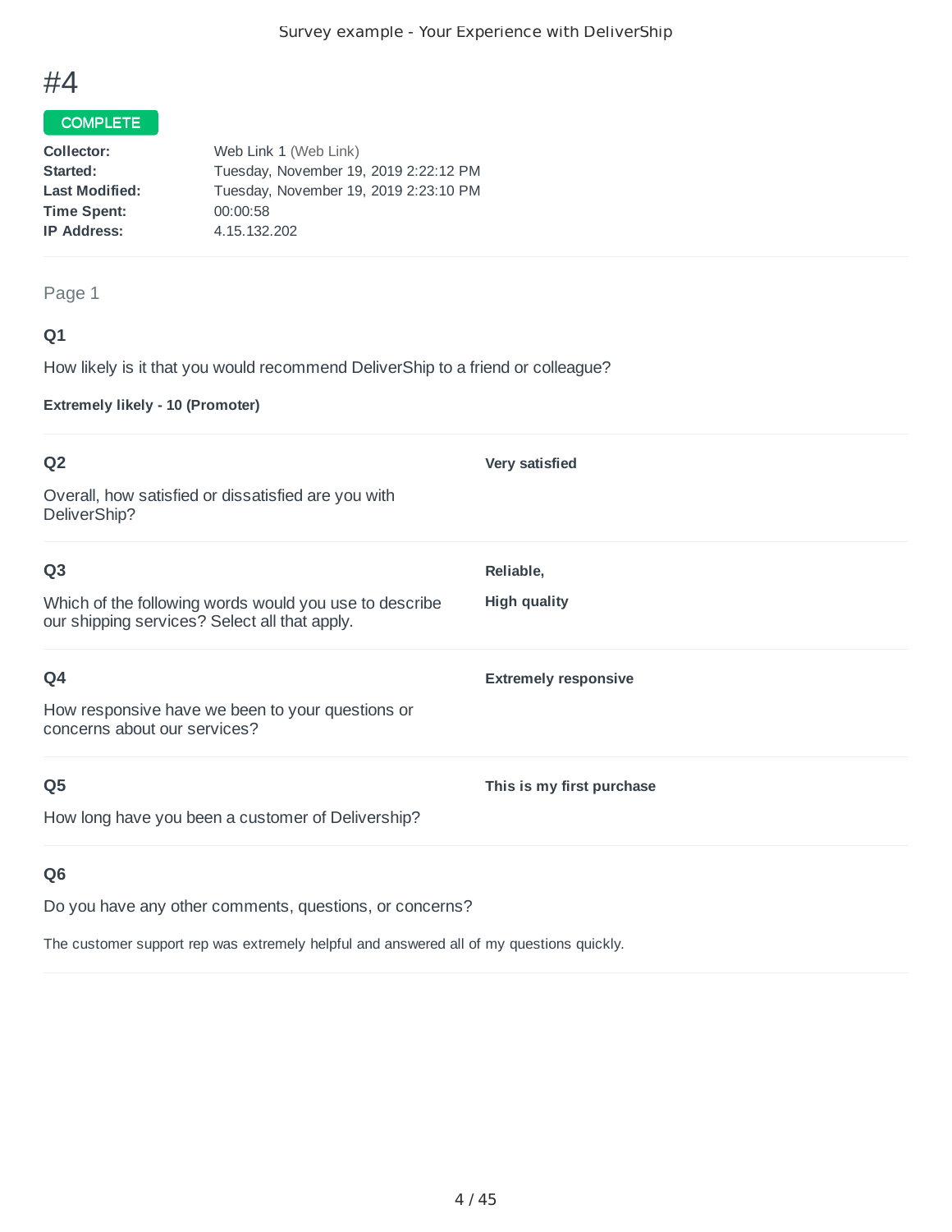# #4

**COMPLETE**

| | |
|---|---|
| **Collector:** | Web Link 1 (Web Link) |
| **Started:** | Tuesday, November 19, 2019 2:22:12 PM |
| **Last Modified:** | Tuesday, November 19, 2019 2:23:10 PM |
| **Time Spent:** | 00:00:58 |
| **IP Address:** | 4.15.132.202 |

## Page 1

### Q1

How likely is it that you would recommend DeliverShip to a friend or colleague?

**Extremely likely - 10 (Promoter)**

### Q2

Overall, how satisfied or dissatisfied are you with DeliverShip?

**Very satisfied**

### Q3

Which of the following words would you use to describe our shipping services? Select all that apply.

**Reliable,**

**High quality**

### Q4

How responsive have we been to your questions or concerns about our services?

**Extremely responsive**

### Q5

How long have you been a customer of Delivership?

**This is my first purchase**

### Q6

Do you have any other comments, questions, or concerns?

The customer support rep was extremely helpful and answered all of my questions quickly.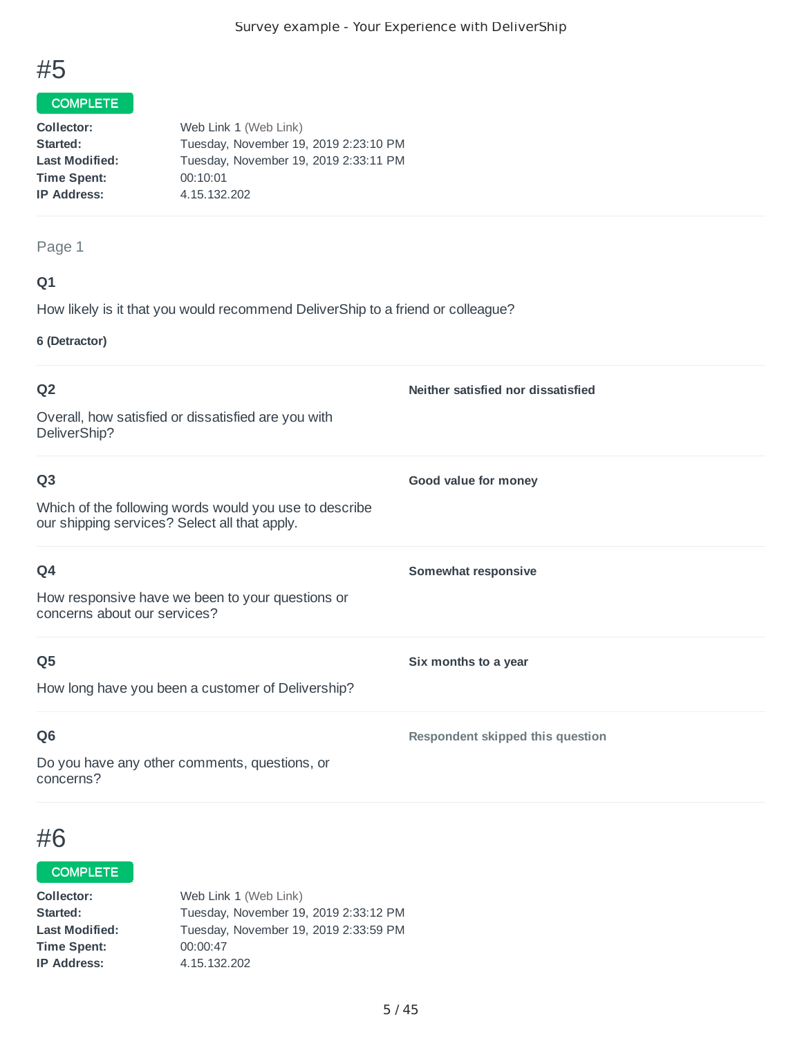# #5

COMPLETE

**Collector:** Web Link 1 (Web Link)
**Started:** Tuesday, November 19, 2019 2:23:10 PM
**Last Modified:** Tuesday, November 19, 2019 2:33:11 PM
**Time Spent:** 00:10:01
**IP Address:** 4.15.132.202

Page 1

### Q1

How likely is it that you would recommend DeliverShip to a friend or colleague?

**6 (Detractor)**

### Q2

Overall, how satisfied or dissatisfied are you with DeliverShip?

**Neither satisfied nor dissatisfied**

### Q3

Which of the following words would you use to describe our shipping services? Select all that apply.

**Good value for money**

### Q4

How responsive have we been to your questions or concerns about our services?

**Somewhat responsive**

### Q5

How long have you been a customer of Delivership?

**Six months to a year**

### Q6

Do you have any other comments, questions, or concerns?

**Respondent skipped this question**

# #6

COMPLETE

**Collector:** Web Link 1 (Web Link)
**Started:** Tuesday, November 19, 2019 2:33:12 PM
**Last Modified:** Tuesday, November 19, 2019 2:33:59 PM
**Time Spent:** 00:00:47
**IP Address:** 4.15.132.202